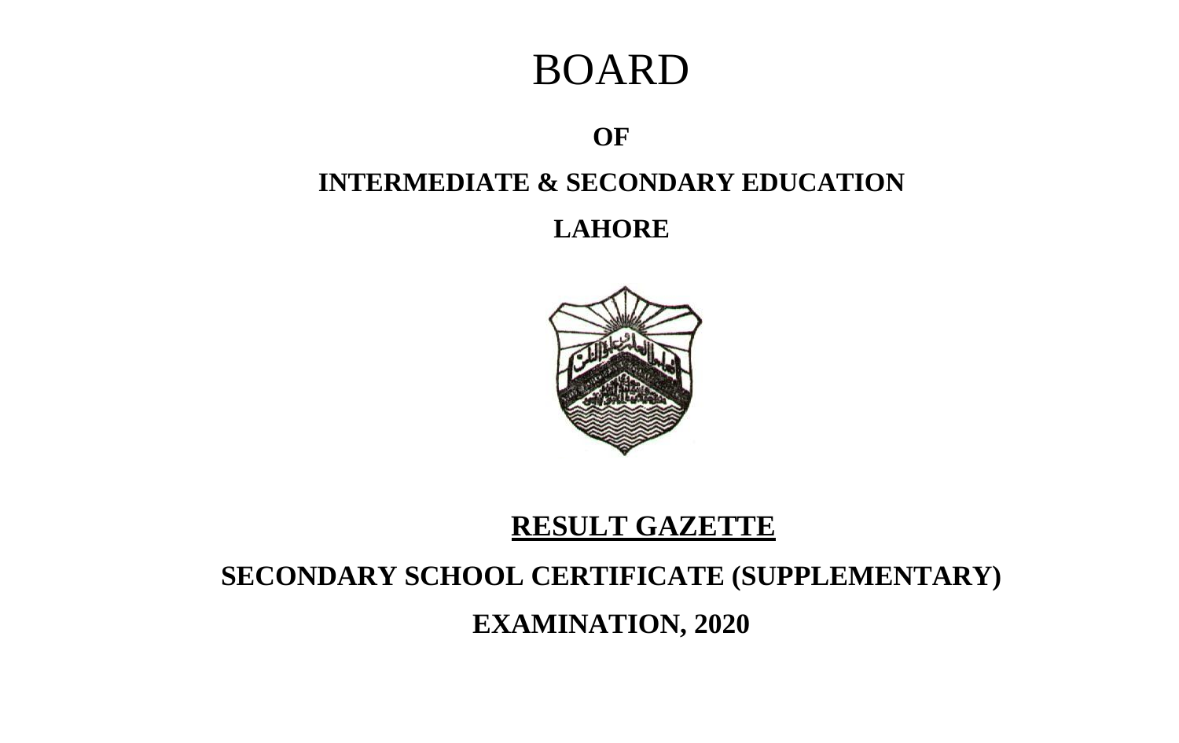# BOARD

## OF

## INTERMEDIATE & SECONDARY EDUCATION

## LAHORE

## RESULT GAZETTE

## SECONDARY SCHOOL CERTIFICATE (SUPPLEMENTARY)

## EXAMINATION, 2020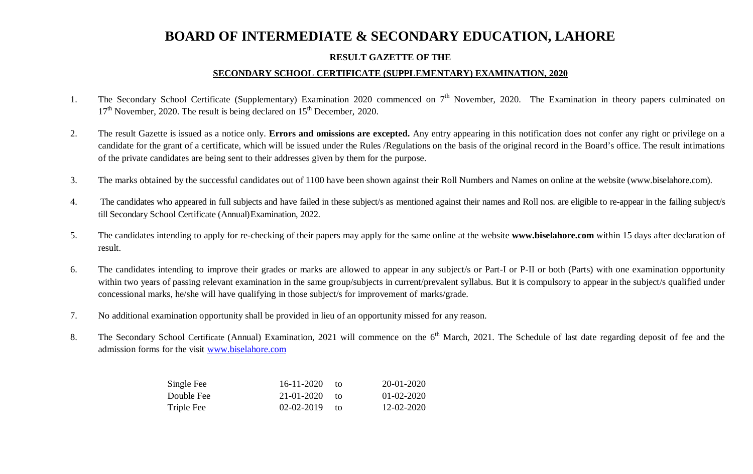# BOARD OF INTERMEDIATE & SECONDARY EDUCATION, LAHORE

**RESULT GAZETTE OF THE**

**SECONDARY SCHOOL CERTIFICATE (SUPPLEMENTARY) EXAMINATION, 2020**

1. The Secondary School Certificate (Supplementary) Examination 2020 commenced on 7th November, 2020. The Examination in theory papers culminated on 17th November, 2020. The result is being declared on 15th December, 2020.

2. The result Gazette is issued as a notice only. **Errors and omissions are excepted.** Any entry appearing in this notification does not confer any right or privilege on a candidate for the grant of a certificate, which will be issued under the Rules /Regulations on the basis of the original record in the Board's office. The result intimations of the private candidates are being sent to their addresses given by them for the purpose.

3. The marks obtained by the successful candidates out of 1100 have been shown against their Roll Numbers and Names on online at the website (www.biselahore.com).

4. The candidates who appeared in full subjects and have failed in these subject/s as mentioned against their names and Roll nos. are eligible to re-appear in the failing subject/s till Secondary School Certificate (Annual) Examination, 2022.

5. The candidates intending to apply for re-checking of their papers may apply for the same online at the website **www.biselahore.com** within 15 days after declaration of result.

6. The candidates intending to improve their grades or marks are allowed to appear in any subject/s or Part-I or P-II or both (Parts) with one examination opportunity within two years of passing relevant examination in the same group/subjects in current/prevalent syllabus. But it is compulsory to appear in the subject/s qualified under concessional marks, he/she will have qualifying in those subject/s for improvement of marks/grade.

7. No additional examination opportunity shall be provided in lieu of an opportunity missed for any reason.

8. The Secondary School Certificate (Annual) Examination, 2021 will commence on the 6th March, 2021. The Schedule of last date regarding deposit of fee and the admission forms for the visit www.biselahore.com

| | | | |
|---|---|---|---|
| Single Fee | 16-11-2020 | to | 20-01-2020 |
| Double Fee | 21-01-2020 | to | 01-02-2020 |
| Triple Fee | 02-02-2019 | to | 12-02-2020 |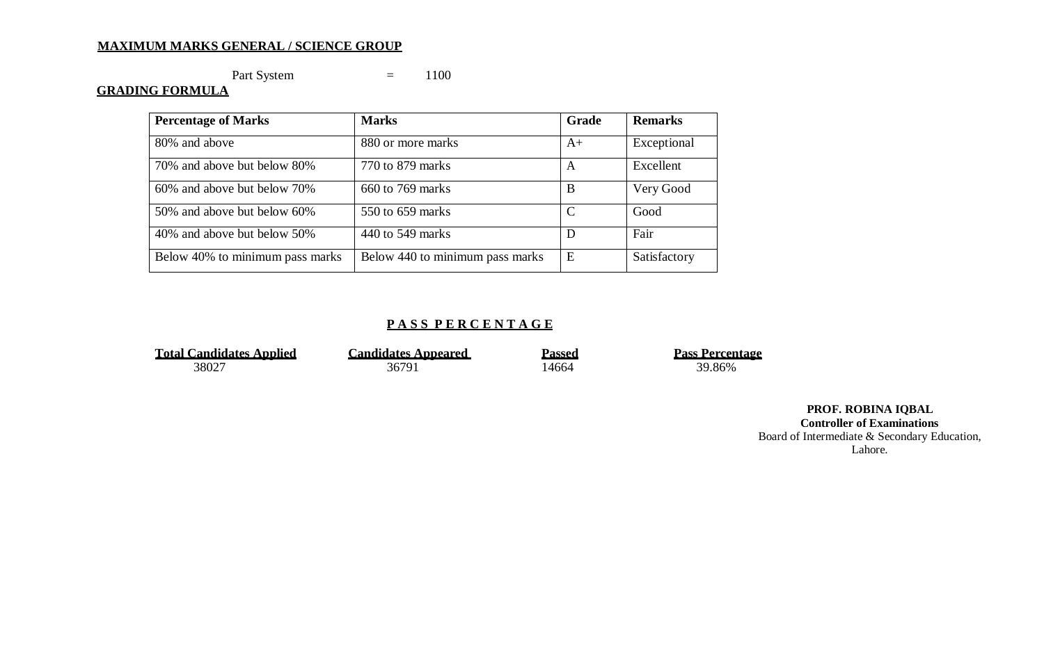**MAXIMUM MARKS GENERAL / SCIENCE GROUP**

Part System = 1100

**GRADING FORMULA**

| Percentage of Marks | Marks | Grade | Remarks |
|---|---|---|---|
| 80% and above | 880 or more marks | A+ | Exceptional |
| 70% and above but below 80% | 770 to 879 marks | A | Excellent |
| 60% and above but below 70% | 660 to 769 marks | B | Very Good |
| 50% and above but below 60% | 550 to 659 marks | C | Good |
| 40% and above but below 50% | 440 to 549 marks | D | Fair |
| Below 40% to minimum pass marks | Below 440 to minimum pass marks | E | Satisfactory |

**PASS PERCENTAGE**

| Total Candidates Applied | Candidates Appeared | Passed | Pass Percentage |
|---|---|---|---|
| 38027 | 36791 | 14664 | 39.86% |

**PROF. ROBINA IQBAL**
**Controller of Examinations**
Board of Intermediate & Secondary Education,
Lahore.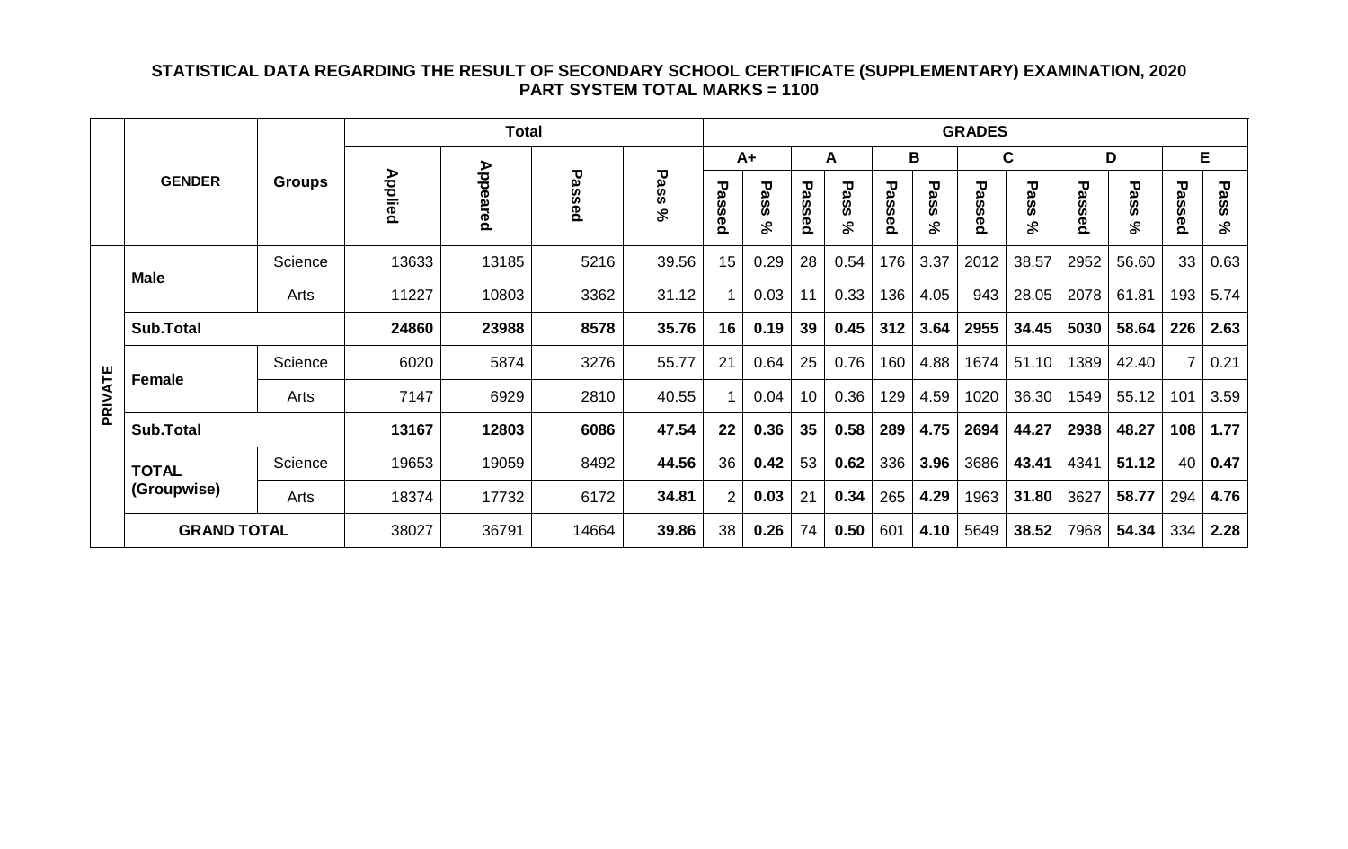**STATISTICAL DATA REGARDING THE RESULT OF SECONDARY SCHOOL CERTIFICATE (SUPPLEMENTARY) EXAMINATION, 2020**
**PART SYSTEM TOTAL MARKS = 1100**

| | GENDER | Groups | Total | | | | GRADES | | | | | | | | | | | |
|---|---|---|---|---|---|---|---|---|---|---|---|---|---|---|---|---|---|---|
| | | | | | | | A+ | | A | | B | | C | | D | | E | |
| | | | Applied | Appeared | Passed | Pass % | Passed | Pass % | Passed | Pass % | Passed | Pass % | Passed | Pass % | Passed | Pass % | Passed | Pass % |
| PRIVATE | Male | Science | 13633 | 13185 | 5216 | 39.56 | 15 | 0.29 | 28 | 0.54 | 176 | 3.37 | 2012 | 38.57 | 2952 | 56.60 | 33 | 0.63 |
| | | Arts | 11227 | 10803 | 3362 | 31.12 | 1 | 0.03 | 11 | 0.33 | 136 | 4.05 | 943 | 28.05 | 2078 | 61.81 | 193 | 5.74 |
| | **Sub.Total** | | **24860** | **23988** | **8578** | **35.76** | **16** | **0.19** | **39** | **0.45** | **312** | **3.64** | **2955** | **34.45** | **5030** | **58.64** | **226** | **2.63** |
| | Female | Science | 6020 | 5874 | 3276 | 55.77 | 21 | 0.64 | 25 | 0.76 | 160 | 4.88 | 1674 | 51.10 | 1389 | 42.40 | 7 | 0.21 |
| | | Arts | 7147 | 6929 | 2810 | 40.55 | 1 | 0.04 | 10 | 0.36 | 129 | 4.59 | 1020 | 36.30 | 1549 | 55.12 | 101 | 3.59 |
| | **Sub.Total** | | **13167** | **12803** | **6086** | **47.54** | **22** | **0.36** | **35** | **0.58** | **289** | **4.75** | **2694** | **44.27** | **2938** | **48.27** | **108** | **1.77** |
| | **TOTAL (Groupwise)** | Science | 19653 | 19059 | 8492 | **44.56** | 36 | **0.42** | 53 | **0.62** | 336 | **3.96** | 3686 | **43.41** | 4341 | **51.12** | 40 | **0.47** |
| | | Arts | 18374 | 17732 | 6172 | **34.81** | 2 | **0.03** | 21 | **0.34** | 265 | **4.29** | 1963 | **31.80** | 3627 | **58.77** | 294 | **4.76** |
| | **GRAND TOTAL** | | 38027 | 36791 | 14664 | **39.86** | 38 | **0.26** | 74 | **0.50** | 601 | **4.10** | 5649 | **38.52** | 7968 | **54.34** | 334 | **2.28** |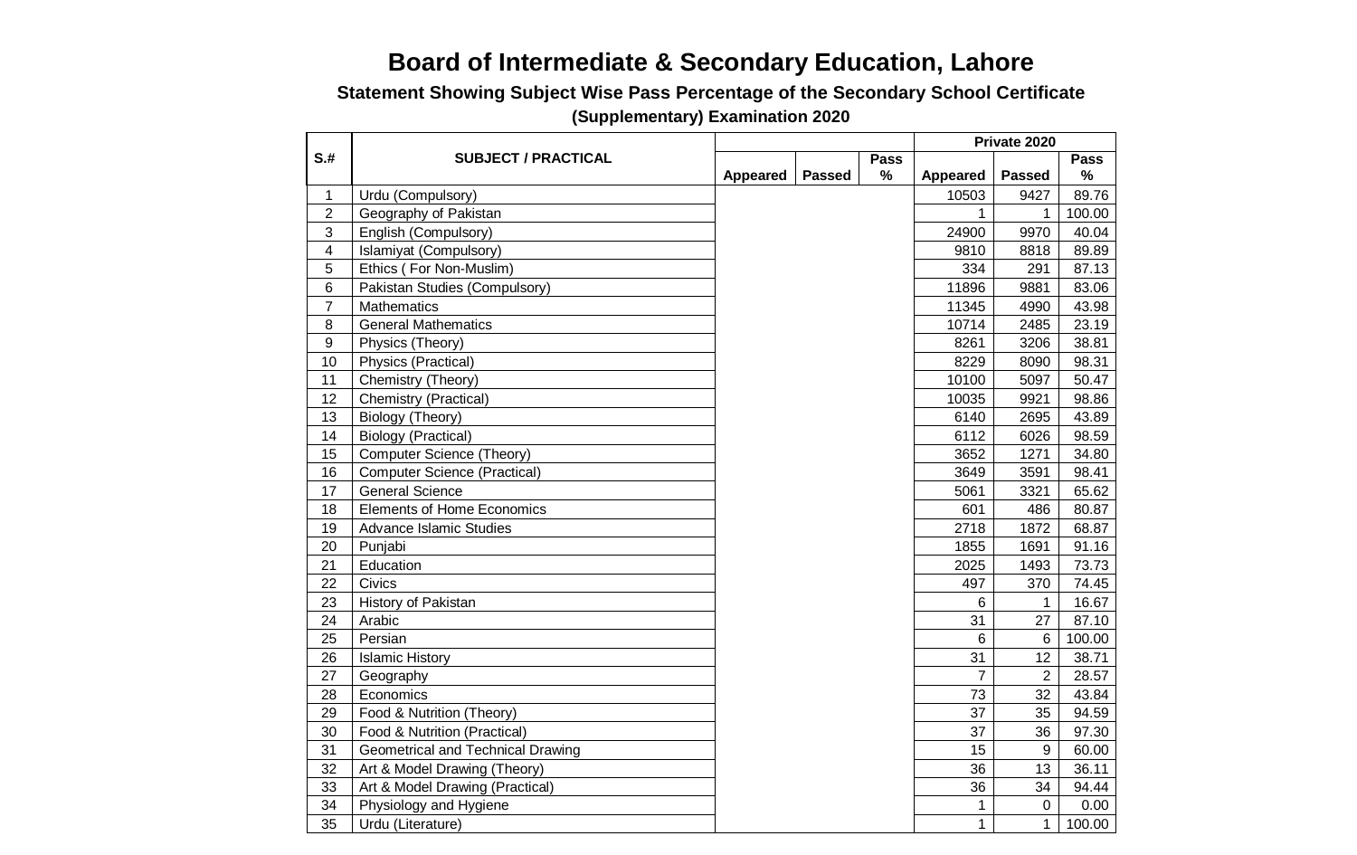# Board of Intermediate & Secondary Education, Lahore

### Statement Showing Subject Wise Pass Percentage of the Secondary School Certificate (Supplementary) Examination 2020

| S.# | SUBJECT / PRACTICAL | | | | Private 2020 | | |
|---|---|---|---|---|---|---|---|
| | | Appeared | Passed | Pass % | Appeared | Passed | Pass % |
| 1 | Urdu (Compulsory) | | | | 10503 | 9427 | 89.76 |
| 2 | Geography of Pakistan | | | | 1 | 1 | 100.00 |
| 3 | English (Compulsory) | | | | 24900 | 9970 | 40.04 |
| 4 | Islamiyat (Compulsory) | | | | 9810 | 8818 | 89.89 |
| 5 | Ethics ( For Non-Muslim) | | | | 334 | 291 | 87.13 |
| 6 | Pakistan Studies (Compulsory) | | | | 11896 | 9881 | 83.06 |
| 7 | Mathematics | | | | 11345 | 4990 | 43.98 |
| 8 | General Mathematics | | | | 10714 | 2485 | 23.19 |
| 9 | Physics (Theory) | | | | 8261 | 3206 | 38.81 |
| 10 | Physics (Practical) | | | | 8229 | 8090 | 98.31 |
| 11 | Chemistry (Theory) | | | | 10100 | 5097 | 50.47 |
| 12 | Chemistry (Practical) | | | | 10035 | 9921 | 98.86 |
| 13 | Biology (Theory) | | | | 6140 | 2695 | 43.89 |
| 14 | Biology (Practical) | | | | 6112 | 6026 | 98.59 |
| 15 | Computer Science (Theory) | | | | 3652 | 1271 | 34.80 |
| 16 | Computer Science (Practical) | | | | 3649 | 3591 | 98.41 |
| 17 | General Science | | | | 5061 | 3321 | 65.62 |
| 18 | Elements of Home Economics | | | | 601 | 486 | 80.87 |
| 19 | Advance Islamic Studies | | | | 2718 | 1872 | 68.87 |
| 20 | Punjabi | | | | 1855 | 1691 | 91.16 |
| 21 | Education | | | | 2025 | 1493 | 73.73 |
| 22 | Civics | | | | 497 | 370 | 74.45 |
| 23 | History of Pakistan | | | | 6 | 1 | 16.67 |
| 24 | Arabic | | | | 31 | 27 | 87.10 |
| 25 | Persian | | | | 6 | 6 | 100.00 |
| 26 | Islamic History | | | | 31 | 12 | 38.71 |
| 27 | Geography | | | | 7 | 2 | 28.57 |
| 28 | Economics | | | | 73 | 32 | 43.84 |
| 29 | Food & Nutrition (Theory) | | | | 37 | 35 | 94.59 |
| 30 | Food & Nutrition (Practical) | | | | 37 | 36 | 97.30 |
| 31 | Geometrical and Technical Drawing | | | | 15 | 9 | 60.00 |
| 32 | Art & Model Drawing (Theory) | | | | 36 | 13 | 36.11 |
| 33 | Art & Model Drawing (Practical) | | | | 36 | 34 | 94.44 |
| 34 | Physiology and Hygiene | | | | 1 | 0 | 0.00 |
| 35 | Urdu (Literature) | | | | 1 | 1 | 100.00 |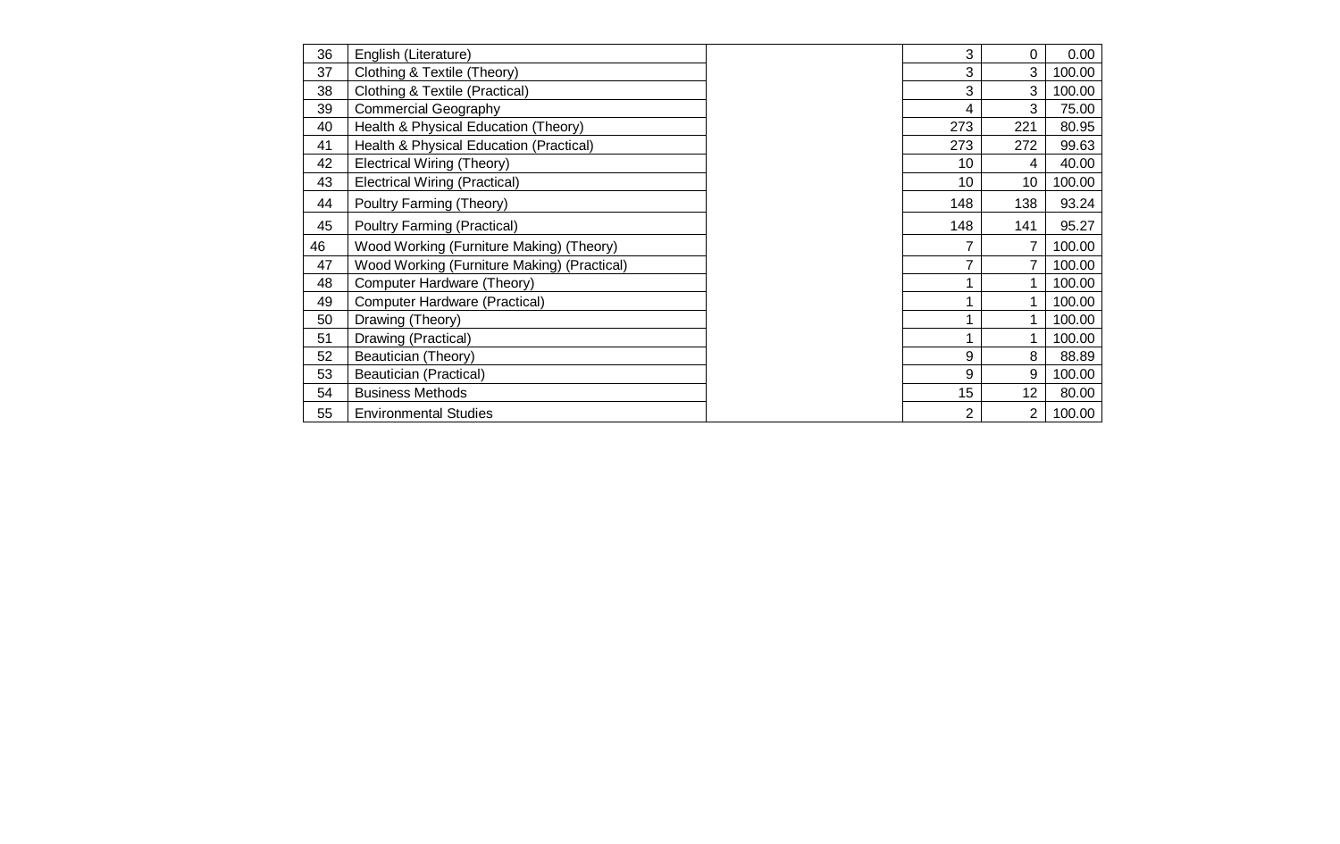| | | | | | |
|---|---|---|---|---|---|
| 36 | English (Literature) | | 3 | 0 | 0.00 |
| 37 | Clothing & Textile (Theory) | | 3 | 3 | 100.00 |
| 38 | Clothing & Textile (Practical) | | 3 | 3 | 100.00 |
| 39 | Commercial Geography | | 4 | 3 | 75.00 |
| 40 | Health & Physical Education (Theory) | | 273 | 221 | 80.95 |
| 41 | Health & Physical Education (Practical) | | 273 | 272 | 99.63 |
| 42 | Electrical Wiring (Theory) | | 10 | 4 | 40.00 |
| 43 | Electrical Wiring (Practical) | | 10 | 10 | 100.00 |
| 44 | Poultry Farming (Theory) | | 148 | 138 | 93.24 |
| 45 | Poultry Farming (Practical) | | 148 | 141 | 95.27 |
| 46 | Wood Working (Furniture Making) (Theory) | | 7 | 7 | 100.00 |
| 47 | Wood Working (Furniture Making) (Practical) | | 7 | 7 | 100.00 |
| 48 | Computer Hardware (Theory) | | 1 | 1 | 100.00 |
| 49 | Computer Hardware (Practical) | | 1 | 1 | 100.00 |
| 50 | Drawing (Theory) | | 1 | 1 | 100.00 |
| 51 | Drawing (Practical) | | 1 | 1 | 100.00 |
| 52 | Beautician (Theory) | | 9 | 8 | 88.89 |
| 53 | Beautician (Practical) | | 9 | 9 | 100.00 |
| 54 | Business Methods | | 15 | 12 | 80.00 |
| 55 | Environmental Studies | | 2 | 2 | 100.00 |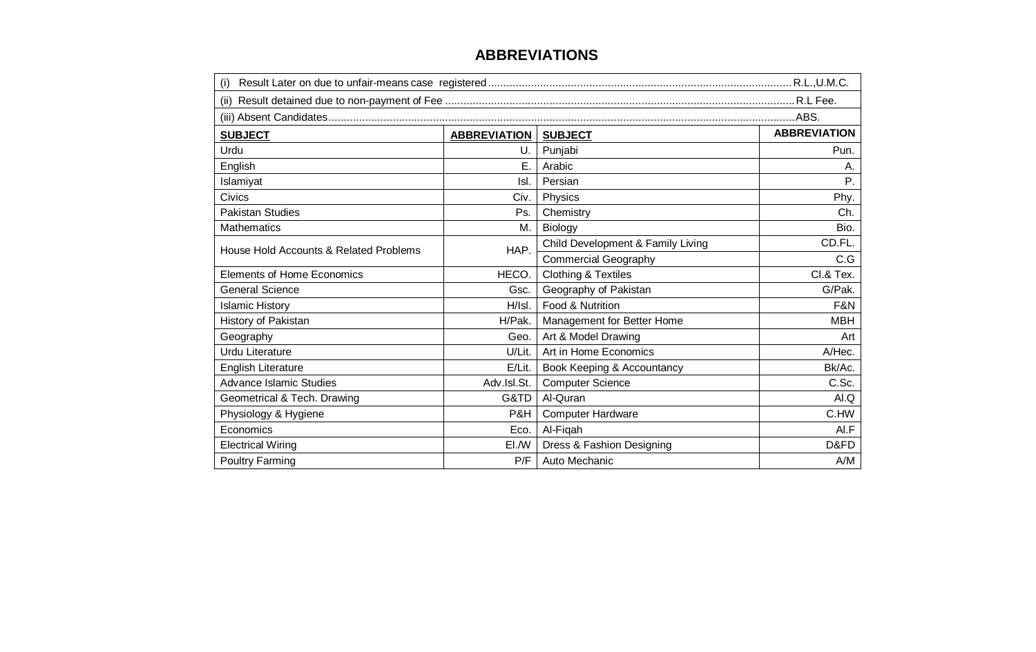# ABBREVIATIONS

(i) Result Later on due to unfair-means case registered ........ R.L.,U.M.C.

(ii) Result detained due to non-payment of Fee ........ R.L Fee.

(iii) Absent Candidates ........ ABS.

| **SUBJECT** | **ABBREVIATION** | **SUBJECT** | **ABBREVIATION** |
|---|---|---|---|
| Urdu | U. | Punjabi | Pun. |
| English | E. | Arabic | A. |
| Islamiyat | Isl. | Persian | P. |
| Civics | Civ. | Physics | Phy. |
| Pakistan Studies | Ps. | Chemistry | Ch. |
| Mathematics | M. | Biology | Bio. |
| House Hold Accounts & Related Problems | HAP. | Child Development & Family Living | CD.FL. |
| | | Commercial Geography | C.G |
| Elements of Home Economics | HECO. | Clothing & Textiles | Cl.& Tex. |
| General Science | Gsc. | Geography of Pakistan | G/Pak. |
| Islamic History | H/Isl. | Food & Nutrition | F&N |
| History of Pakistan | H/Pak. | Management for Better Home | MBH |
| Geography | Geo. | Art & Model Drawing | Art |
| Urdu Literature | U/Lit. | Art in Home Economics | A/Hec. |
| English Literature | E/Lit. | Book Keeping & Accountancy | Bk/Ac. |
| Advance Islamic Studies | Adv.Isl.St. | Computer Science | C.Sc. |
| Geometrical & Tech. Drawing | G&TD | Al-Quran | Al.Q |
| Physiology & Hygiene | P&H | Computer Hardware | C.HW |
| Economics | Eco. | Al-Fiqah | Al.F |
| Electrical Wiring | El./W | Dress & Fashion Designing | D&FD |
| Poultry Farming | P/F | Auto Mechanic | A/M |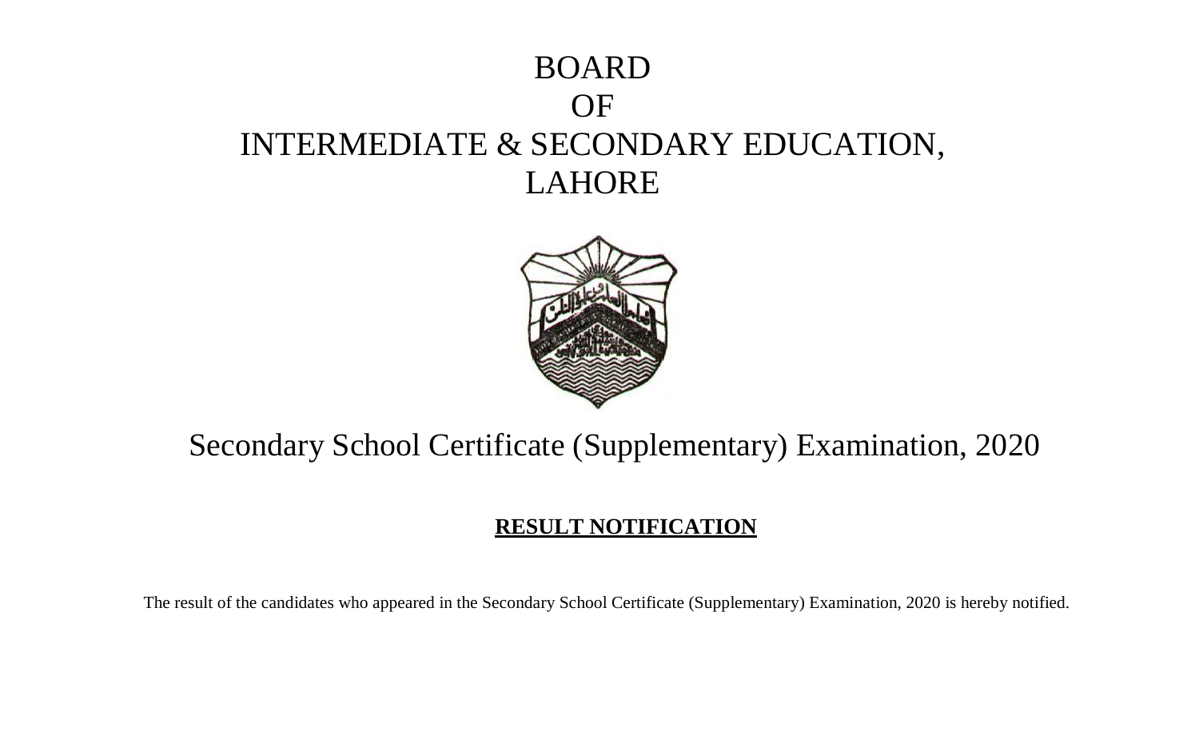# BOARD
# OF
# INTERMEDIATE & SECONDARY EDUCATION,
# LAHORE

## Secondary School Certificate (Supplementary) Examination, 2020

### **RESULT NOTIFICATION**

The result of the candidates who appeared in the Secondary School Certificate (Supplementary) Examination, 2020 is hereby notified.